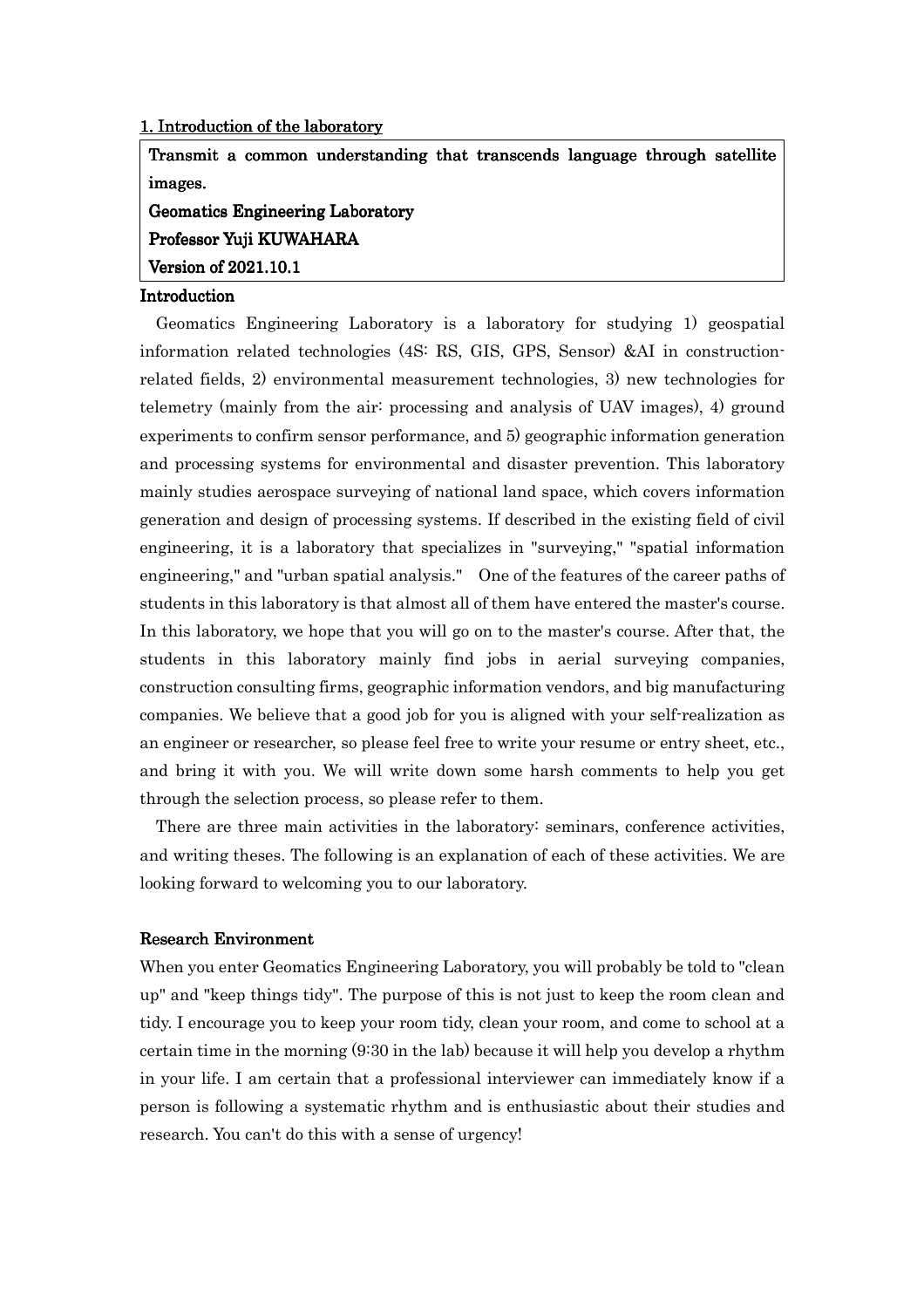## 1. Introduction of the laboratory

**Transmit a common understanding that transcends language through satellite images.**
**Geomatics Engineering Laboratory**
**Professor Yuji KUWAHARA**
**Version of 2021.10.1**

### Introduction

Geomatics Engineering Laboratory is a laboratory for studying 1) geospatial information related technologies (4S: RS, GIS, GPS, Sensor) &AI in construction-related fields, 2) environmental measurement technologies, 3) new technologies for telemetry (mainly from the air: processing and analysis of UAV images), 4) ground experiments to confirm sensor performance, and 5) geographic information generation and processing systems for environmental and disaster prevention. This laboratory mainly studies aerospace surveying of national land space, which covers information generation and design of processing systems. If described in the existing field of civil engineering, it is a laboratory that specializes in "surveying," "spatial information engineering," and "urban spatial analysis."　One of the features of the career paths of students in this laboratory is that almost all of them have entered the master's course. In this laboratory, we hope that you will go on to the master's course. After that, the students in this laboratory mainly find jobs in aerial surveying companies, construction consulting firms, geographic information vendors, and big manufacturing companies. We believe that a good job for you is aligned with your self-realization as an engineer or researcher, so please feel free to write your resume or entry sheet, etc., and bring it with you. We will write down some harsh comments to help you get through the selection process, so please refer to them.

There are three main activities in the laboratory: seminars, conference activities, and writing theses. The following is an explanation of each of these activities. We are looking forward to welcoming you to our laboratory.

### Research Environment

When you enter Geomatics Engineering Laboratory, you will probably be told to "clean up" and "keep things tidy". The purpose of this is not just to keep the room clean and tidy. I encourage you to keep your room tidy, clean your room, and come to school at a certain time in the morning (9:30 in the lab) because it will help you develop a rhythm in your life. I am certain that a professional interviewer can immediately know if a person is following a systematic rhythm and is enthusiastic about their studies and research. You can't do this with a sense of urgency!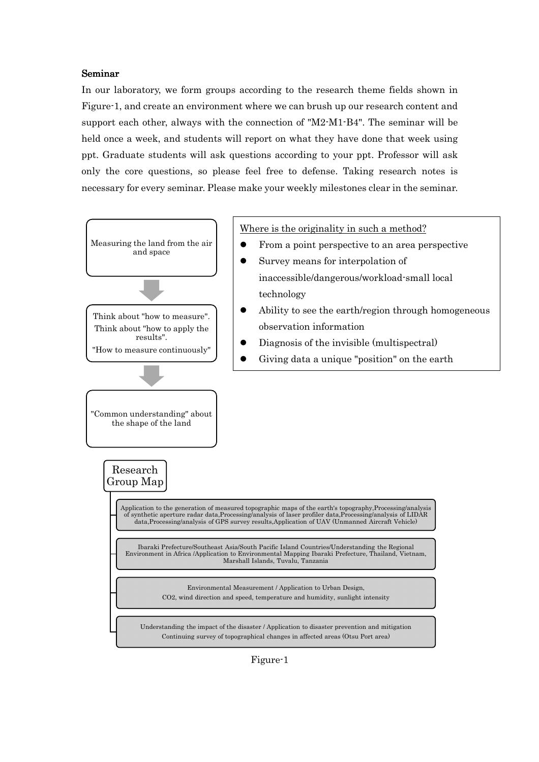**Seminar**

In our laboratory, we form groups according to the research theme fields shown in Figure-1, and create an environment where we can brush up our research content and support each other, always with the connection of "M2-M1-B4". The seminar will be held once a week, and students will report on what they have done that week using ppt. Graduate students will ask questions according to your ppt. Professor will ask only the core questions, so please feel free to defense. Taking research notes is necessary for every seminar. Please make your weekly milestones clear in the seminar.

Measuring the land from the air and space

↓

Think about "how to measure".
Think about "how to apply the results".
"How to measure continuously"

↓

"Common understanding" about the shape of the land

Where is the originality in such a method?

- From a point perspective to an area perspective
- Survey means for interpolation of inaccessible/dangerous/workload-small local technology
- Ability to see the earth/region through homogeneous observation information
- Diagnosis of the invisible (multispectral)
- Giving data a unique "position" on the earth

Research Group Map

- Application to the generation of measured topographic maps of the earth's topography,Processing/analysis of synthetic aperture radar data,Processing/analysis of laser profiler data,Processing/analysis of LIDAR data,Processing/analysis of GPS survey results,Application of UAV (Unmanned Aircraft Vehicle)
- Ibaraki Prefecture/Southeast Asia/South Pacific Island Countries/Understanding the Regional Environment in Africa /Application to Environmental Mapping Ibaraki Prefecture, Thailand, Vietnam, Marshall Islands, Tuvalu, Tanzania
- Environmental Measurement / Application to Urban Design,
  $CO_2$, wind direction and speed, temperature and humidity, sunlight intensity
- Understanding the impact of the disaster / Application to disaster prevention and mitigation
  Continuing survey of topographical changes in affected areas (Otsu Port area)

Figure-1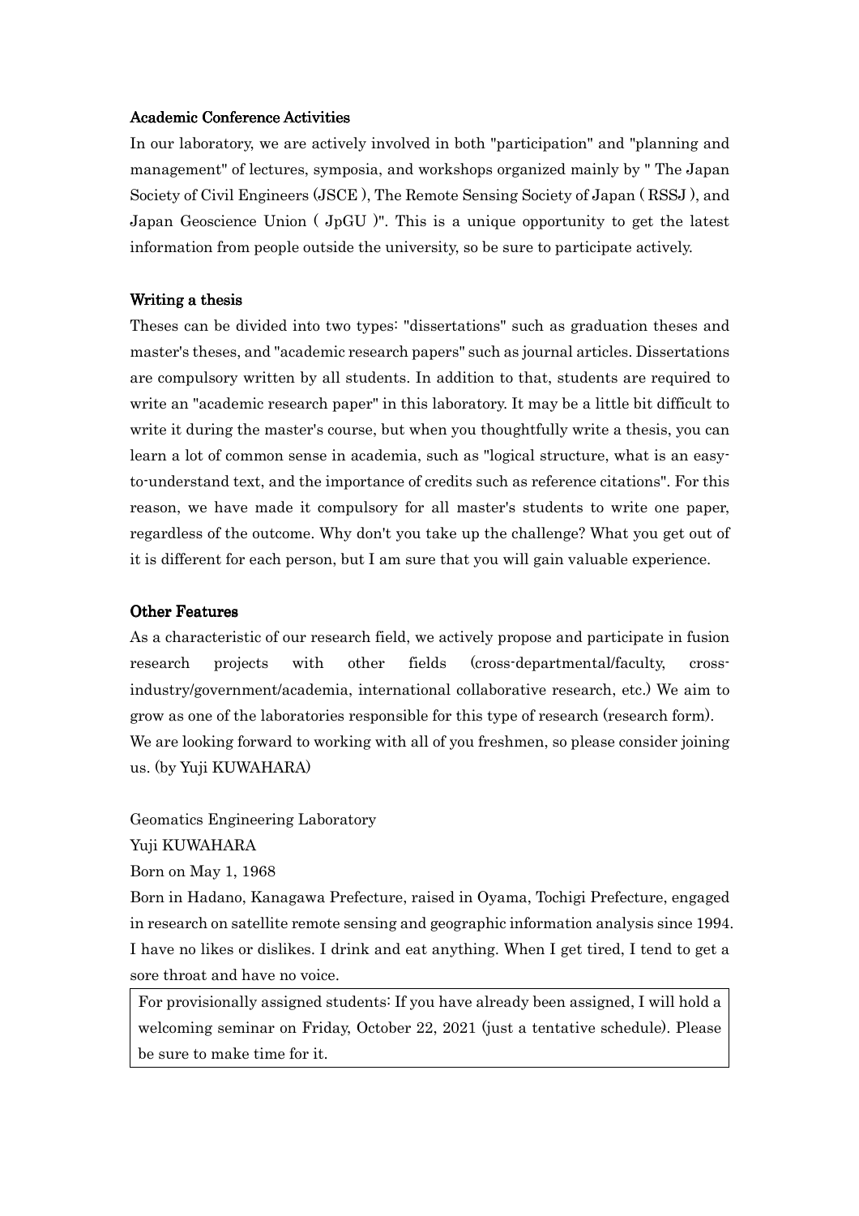### Academic Conference Activities

In our laboratory, we are actively involved in both "participation" and "planning and management" of lectures, symposia, and workshops organized mainly by " The Japan Society of Civil Engineers (JSCE ), The Remote Sensing Society of Japan ( RSSJ ), and Japan Geoscience Union ( JpGU )". This is a unique opportunity to get the latest information from people outside the university, so be sure to participate actively.

### Writing a thesis

Theses can be divided into two types: "dissertations" such as graduation theses and master's theses, and "academic research papers" such as journal articles. Dissertations are compulsory written by all students. In addition to that, students are required to write an "academic research paper" in this laboratory. It may be a little bit difficult to write it during the master's course, but when you thoughtfully write a thesis, you can learn a lot of common sense in academia, such as "logical structure, what is an easy-to-understand text, and the importance of credits such as reference citations". For this reason, we have made it compulsory for all master's students to write one paper, regardless of the outcome. Why don't you take up the challenge? What you get out of it is different for each person, but I am sure that you will gain valuable experience.

### Other Features

As a characteristic of our research field, we actively propose and participate in fusion research projects with other fields (cross-departmental/faculty, cross-industry/government/academia, international collaborative research, etc.) We aim to grow as one of the laboratories responsible for this type of research (research form).
We are looking forward to working with all of you freshmen, so please consider joining us. (by Yuji KUWAHARA)

Geomatics Engineering Laboratory
Yuji KUWAHARA
Born on May 1, 1968
Born in Hadano, Kanagawa Prefecture, raised in Oyama, Tochigi Prefecture, engaged in research on satellite remote sensing and geographic information analysis since 1994. I have no likes or dislikes. I drink and eat anything. When I get tired, I tend to get a sore throat and have no voice.

> For provisionally assigned students: If you have already been assigned, I will hold a welcoming seminar on Friday, October 22, 2021 (just a tentative schedule). Please be sure to make time for it.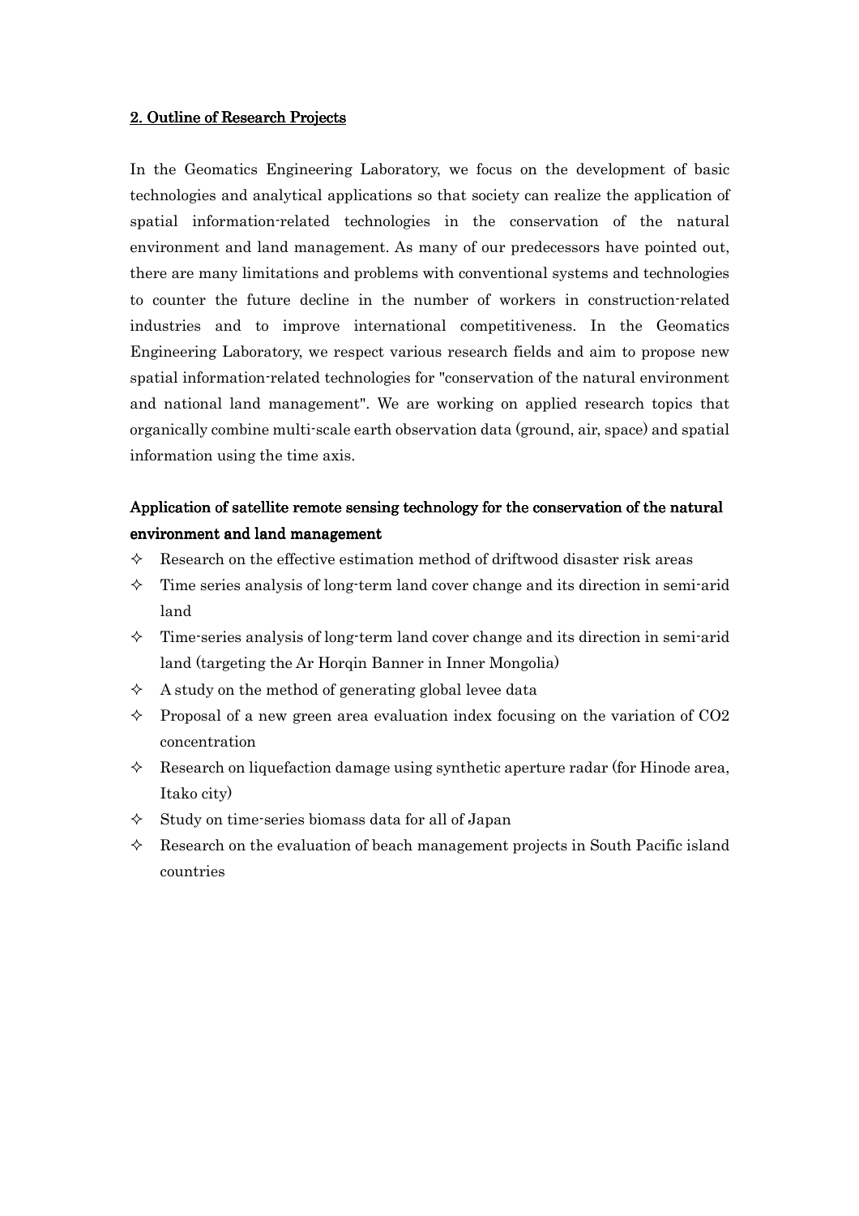## 2. Outline of Research Projects

In the Geomatics Engineering Laboratory, we focus on the development of basic technologies and analytical applications so that society can realize the application of spatial information-related technologies in the conservation of the natural environment and land management. As many of our predecessors have pointed out, there are many limitations and problems with conventional systems and technologies to counter the future decline in the number of workers in construction-related industries and to improve international competitiveness. In the Geomatics Engineering Laboratory, we respect various research fields and aim to propose new spatial information-related technologies for "conservation of the natural environment and national land management". We are working on applied research topics that organically combine multi-scale earth observation data (ground, air, space) and spatial information using the time axis.

### Application of satellite remote sensing technology for the conservation of the natural environment and land management

- ✧ Research on the effective estimation method of driftwood disaster risk areas
- ✧ Time series analysis of long-term land cover change and its direction in semi-arid land
- ✧ Time-series analysis of long-term land cover change and its direction in semi-arid land (targeting the Ar Horqin Banner in Inner Mongolia)
- ✧ A study on the method of generating global levee data
- ✧ Proposal of a new green area evaluation index focusing on the variation of $CO_2$ concentration
- ✧ Research on liquefaction damage using synthetic aperture radar (for Hinode area, Itako city)
- ✧ Study on time-series biomass data for all of Japan
- ✧ Research on the evaluation of beach management projects in South Pacific island countries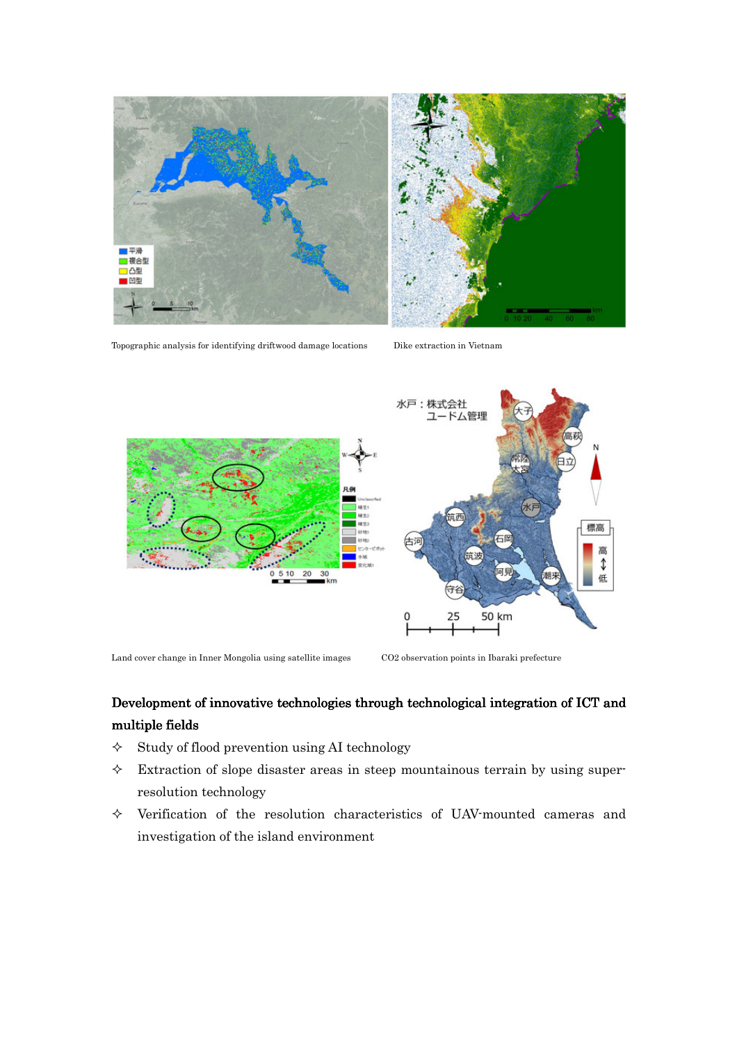Topographic analysis for identifying driftwood damage locations

Dike extraction in Vietnam

Land cover change in Inner Mongolia using satellite images

$CO_2$ observation points in Ibaraki prefecture

### Development of innovative technologies through technological integration of ICT and multiple fields

- ✧ Study of flood prevention using AI technology
- ✧ Extraction of slope disaster areas in steep mountainous terrain by using super-resolution technology
- ✧ Verification of the resolution characteristics of UAV-mounted cameras and investigation of the island environment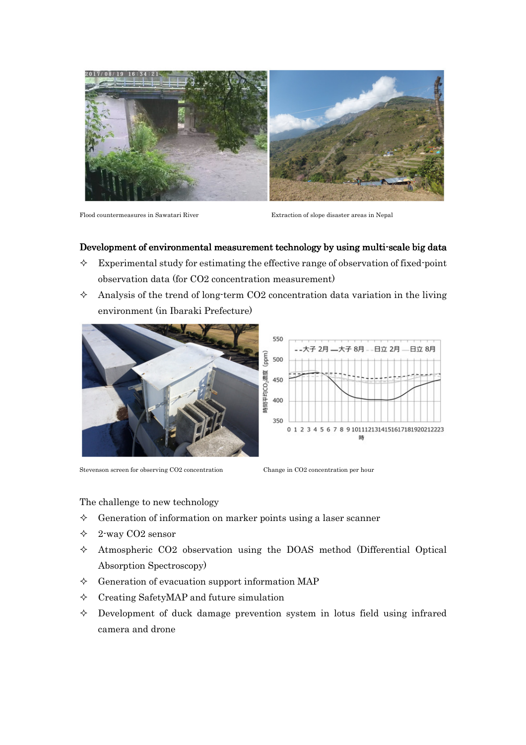Flood countermeasures in Sawatari River

Extraction of slope disaster areas in Nepal

**Development of environmental measurement technology by using multi-scale big data**

- ✧ Experimental study for estimating the effective range of observation of fixed-point observation data (for CO2 concentration measurement)
- ✧ Analysis of the trend of long-term CO2 concentration data variation in the living environment (in Ibaraki Prefecture)

Stevenson screen for observing CO2 concentration

Change in CO2 concentration per hour

The challenge to new technology

- ✧ Generation of information on marker points using a laser scanner
- ✧ 2-way CO2 sensor
- ✧ Atmospheric CO2 observation using the DOAS method (Differential Optical Absorption Spectroscopy)
- ✧ Generation of evacuation support information MAP
- ✧ Creating SafetyMAP and future simulation
- ✧ Development of duck damage prevention system in lotus field using infrared camera and drone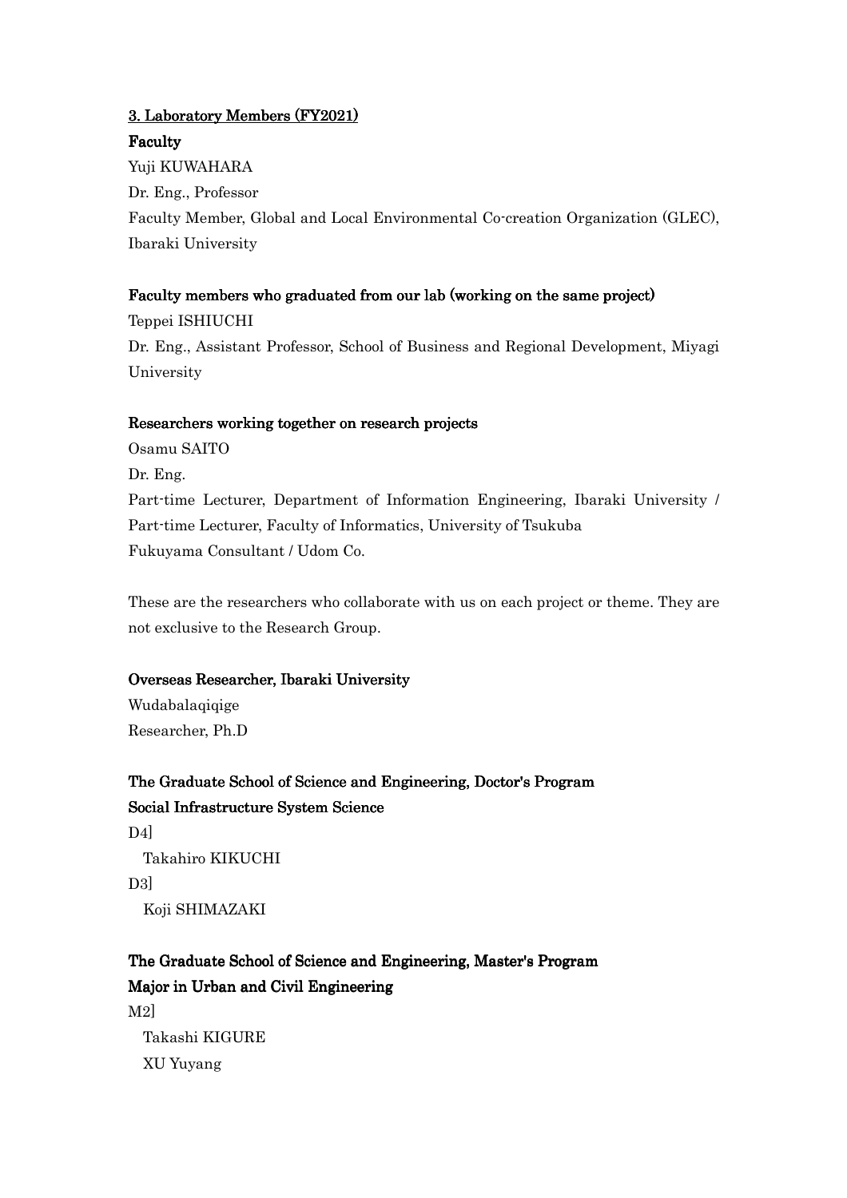## 3. Laboratory Members (FY2021)

### Faculty

Yuji KUWAHARA

Dr. Eng., Professor

Faculty Member, Global and Local Environmental Co-creation Organization (GLEC), Ibaraki University

### Faculty members who graduated from our lab (working on the same project)

Teppei ISHIUCHI

Dr. Eng., Assistant Professor, School of Business and Regional Development, Miyagi University

### Researchers working together on research projects

Osamu SAITO

Dr. Eng.

Part-time Lecturer, Department of Information Engineering, Ibaraki University / Part-time Lecturer, Faculty of Informatics, University of Tsukuba

Fukuyama Consultant / Udom Co.

These are the researchers who collaborate with us on each project or theme. They are not exclusive to the Research Group.

### Overseas Researcher, Ibaraki University

Wudabalaqiqige

Researcher, Ph.D

### The Graduate School of Science and Engineering, Doctor's Program

### Social Infrastructure System Science

D4]

Takahiro KIKUCHI

D3]

Koji SHIMAZAKI

### The Graduate School of Science and Engineering, Master's Program

### Major in Urban and Civil Engineering

M2]

Takashi KIGURE

XU Yuyang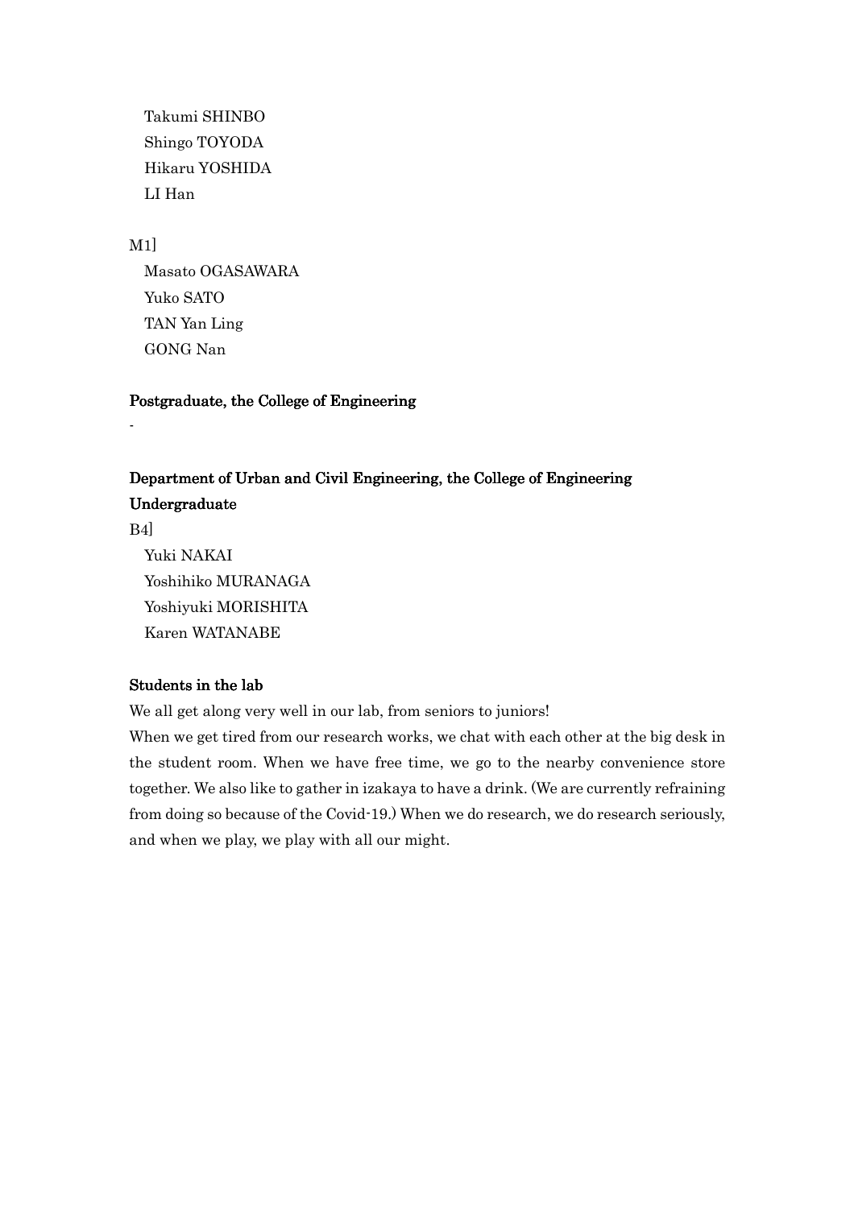Takumi SHINBO
Shingo TOYODA
Hikaru YOSHIDA
LI Han

M1]

Masato OGASAWARA
Yuko SATO
TAN Yan Ling
GONG Nan

**Postgraduate, the College of Engineering**

-

**Department of Urban and Civil Engineering, the College of Engineering**
**Undergraduate**

B4]

Yuki NAKAI
Yoshihiko MURANAGA
Yoshiyuki MORISHITA
Karen WATANABE

**Students in the lab**

We all get along very well in our lab, from seniors to juniors!
When we get tired from our research works, we chat with each other at the big desk in the student room. When we have free time, we go to the nearby convenience store together. We also like to gather in izakaya to have a drink. (We are currently refraining from doing so because of the Covid-19.) When we do research, we do research seriously, and when we play, we play with all our might.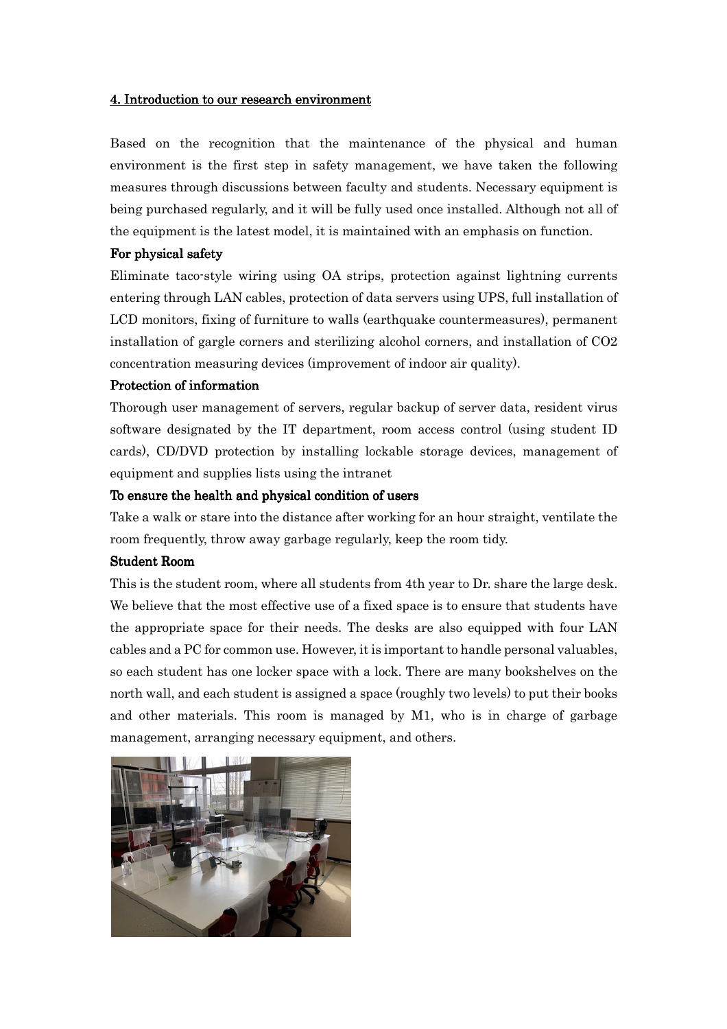## 4. Introduction to our research environment

Based on the recognition that the maintenance of the physical and human environment is the first step in safety management, we have taken the following measures through discussions between faculty and students. Necessary equipment is being purchased regularly, and it will be fully used once installed. Although not all of the equipment is the latest model, it is maintained with an emphasis on function.

**For physical safety**

Eliminate taco-style wiring using OA strips, protection against lightning currents entering through LAN cables, protection of data servers using UPS, full installation of LCD monitors, fixing of furniture to walls (earthquake countermeasures), permanent installation of gargle corners and sterilizing alcohol corners, and installation of $CO_2$ concentration measuring devices (improvement of indoor air quality).

**Protection of information**

Thorough user management of servers, regular backup of server data, resident virus software designated by the IT department, room access control (using student ID cards), CD/DVD protection by installing lockable storage devices, management of equipment and supplies lists using the intranet

**To ensure the health and physical condition of users**

Take a walk or stare into the distance after working for an hour straight, ventilate the room frequently, throw away garbage regularly, keep the room tidy.

**Student Room**

This is the student room, where all students from 4th year to Dr. share the large desk. We believe that the most effective use of a fixed space is to ensure that students have the appropriate space for their needs. The desks are also equipped with four LAN cables and a PC for common use. However, it is important to handle personal valuables, so each student has one locker space with a lock. There are many bookshelves on the north wall, and each student is assigned a space (roughly two levels) to put their books and other materials. This room is managed by M1, who is in charge of garbage management, arranging necessary equipment, and others.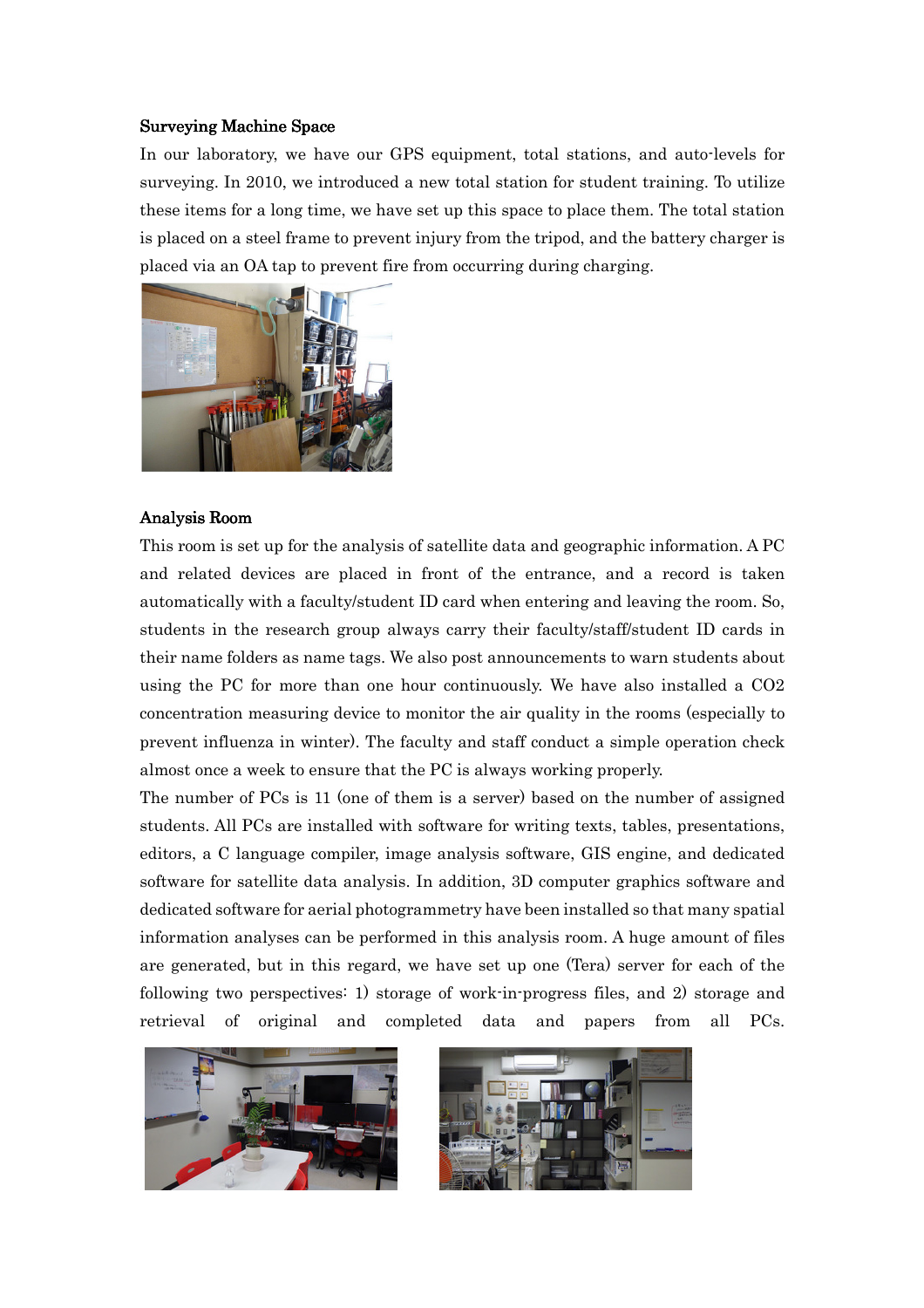**Surveying Machine Space**

In our laboratory, we have our GPS equipment, total stations, and auto-levels for surveying. In 2010, we introduced a new total station for student training. To utilize these items for a long time, we have set up this space to place them. The total station is placed on a steel frame to prevent injury from the tripod, and the battery charger is placed via an OA tap to prevent fire from occurring during charging.

**Analysis Room**

This room is set up for the analysis of satellite data and geographic information. A PC and related devices are placed in front of the entrance, and a record is taken automatically with a faculty/student ID card when entering and leaving the room. So, students in the research group always carry their faculty/staff/student ID cards in their name folders as name tags. We also post announcements to warn students about using the PC for more than one hour continuously. We have also installed a $CO_2$ concentration measuring device to monitor the air quality in the rooms (especially to prevent influenza in winter). The faculty and staff conduct a simple operation check almost once a week to ensure that the PC is always working properly.

The number of PCs is 11 (one of them is a server) based on the number of assigned students. All PCs are installed with software for writing texts, tables, presentations, editors, a C language compiler, image analysis software, GIS engine, and dedicated software for satellite data analysis. In addition, 3D computer graphics software and dedicated software for aerial photogrammetry have been installed so that many spatial information analyses can be performed in this analysis room. A huge amount of files are generated, but in this regard, we have set up one (Tera) server for each of the following two perspectives: 1) storage of work-in-progress files, and 2) storage and retrieval of original and completed data and papers from all PCs.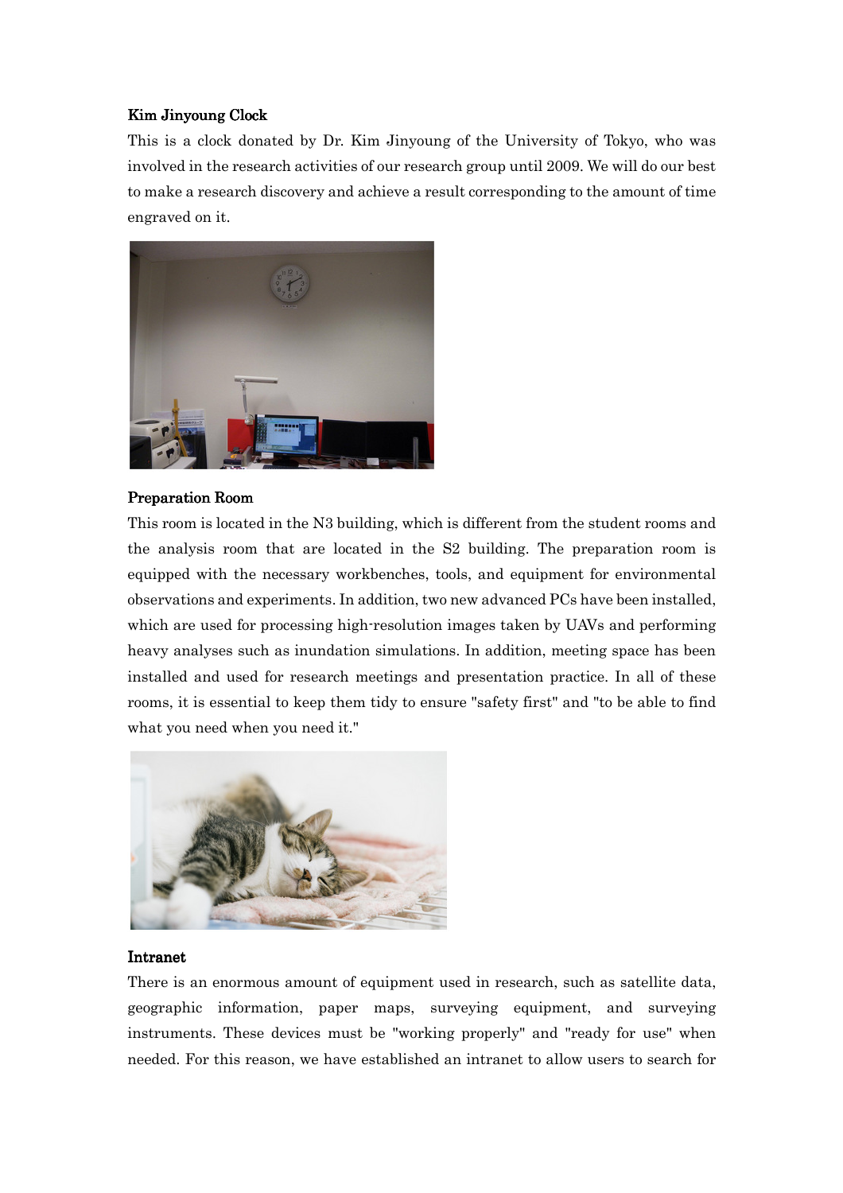### Kim Jinyoung Clock

This is a clock donated by Dr. Kim Jinyoung of the University of Tokyo, who was involved in the research activities of our research group until 2009. We will do our best to make a research discovery and achieve a result corresponding to the amount of time engraved on it.

### Preparation Room

This room is located in the N3 building, which is different from the student rooms and the analysis room that are located in the S2 building. The preparation room is equipped with the necessary workbenches, tools, and equipment for environmental observations and experiments. In addition, two new advanced PCs have been installed, which are used for processing high-resolution images taken by UAVs and performing heavy analyses such as inundation simulations. In addition, meeting space has been installed and used for research meetings and presentation practice. In all of these rooms, it is essential to keep them tidy to ensure "safety first" and "to be able to find what you need when you need it."

### Intranet

There is an enormous amount of equipment used in research, such as satellite data, geographic information, paper maps, surveying equipment, and surveying instruments. These devices must be "working properly" and "ready for use" when needed. For this reason, we have established an intranet to allow users to search for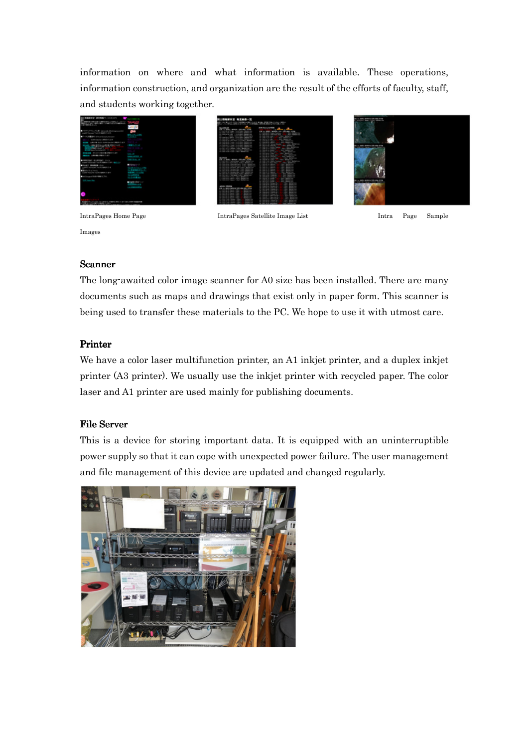information on where and what information is available. These operations, information construction, and organization are the result of the efforts of faculty, staff, and students working together.

IntraPages Home Page　　IntraPages Satellite Image List　　Intra Page Sample Images

### Scanner

The long-awaited color image scanner for A0 size has been installed. There are many documents such as maps and drawings that exist only in paper form. This scanner is being used to transfer these materials to the PC. We hope to use it with utmost care.

### Printer

We have a color laser multifunction printer, an A1 inkjet printer, and a duplex inkjet printer (A3 printer). We usually use the inkjet printer with recycled paper. The color laser and A1 printer are used mainly for publishing documents.

### File Server

This is a device for storing important data. It is equipped with an uninterruptible power supply so that it can cope with unexpected power failure. The user management and file management of this device are updated and changed regularly.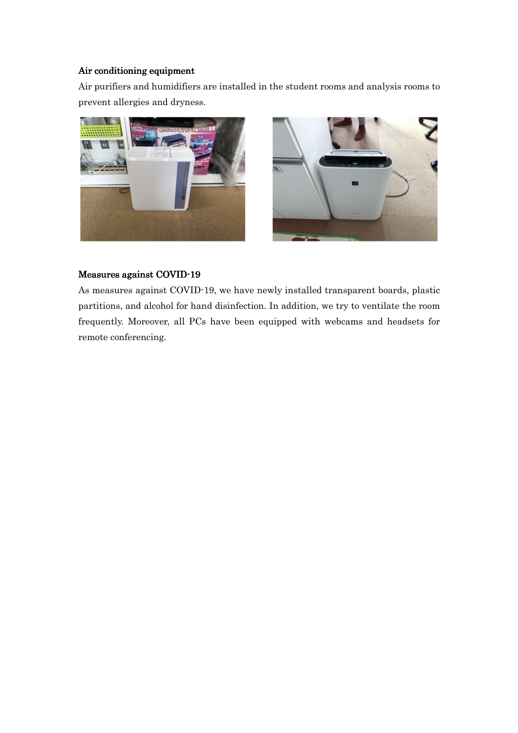**Air conditioning equipment**

Air purifiers and humidifiers are installed in the student rooms and analysis rooms to prevent allergies and dryness.

**Measures against COVID-19**

As measures against COVID-19, we have newly installed transparent boards, plastic partitions, and alcohol for hand disinfection. In addition, we try to ventilate the room frequently. Moreover, all PCs have been equipped with webcams and headsets for remote conferencing.